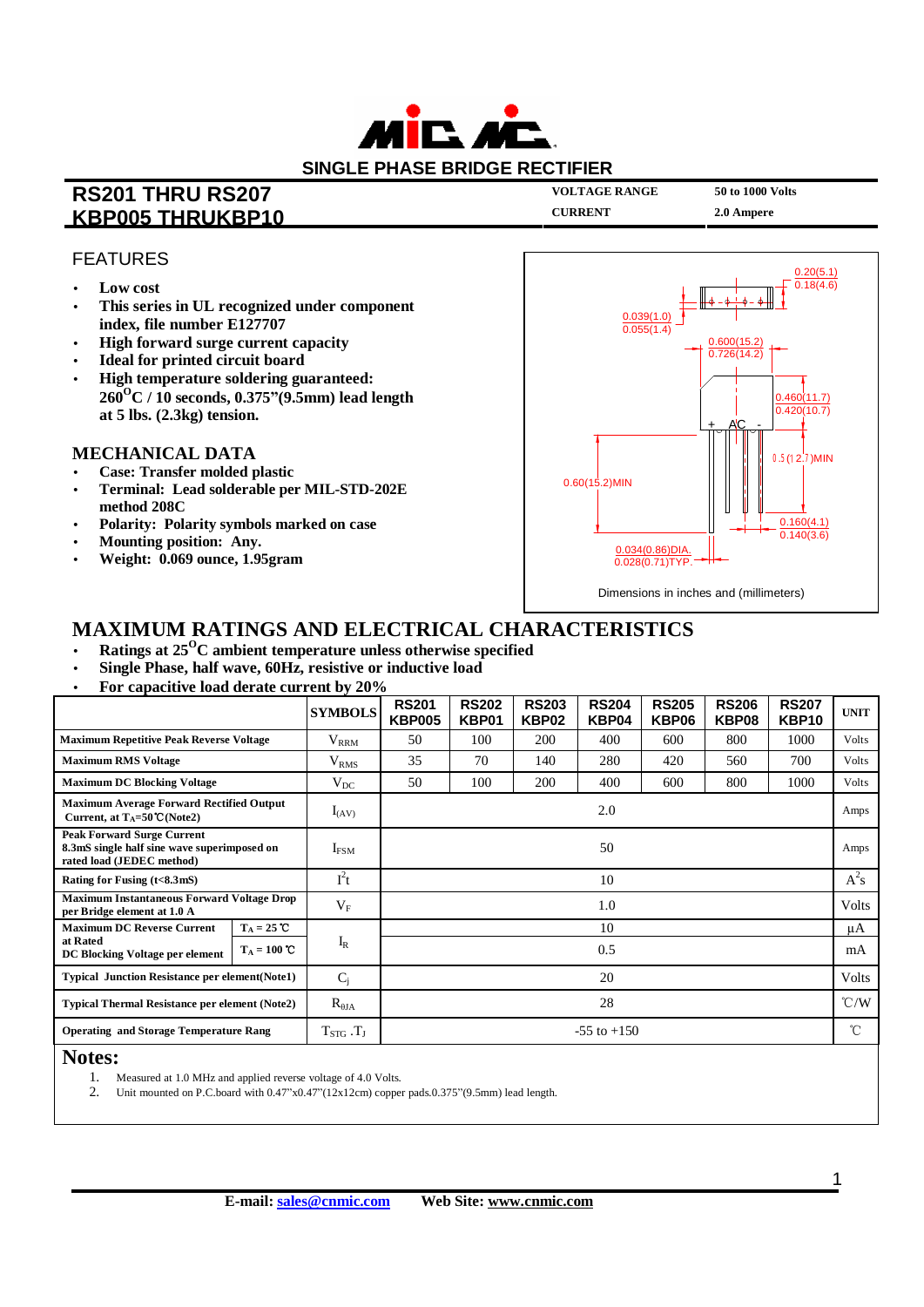# SINGLE PHASE BRIDGE RECTIFIER

## RS201 THRU RS207
## KBP005 THRUKBP10

| VOLTAGE RANGE | 50 to 1000 Volts |
|---|---|
| CURRENT | 2.0 Ampere |

## FEATURES

- **Low cost**
- **This series in UL recognized under component index, file number E127707**
- **High forward surge current capacity**
- **Ideal for printed circuit board**
- **High temperature soldering guaranteed: 260°C / 10 seconds, 0.375"(9.5mm) lead length at 5 lbs. (2.3kg) tension.**

## MECHANICAL DATA

- **Case: Transfer molded plastic**
- **Terminal: Lead solderable per MIL-STD-202E method 208C**
- **Polarity: Polarity symbols marked on case**
- **Mounting position: Any.**
- **Weight: 0.069 ounce, 1.95gram**

0.20(5.1)
0.18(4.6)
0.039(1.0)
0.055(1.4)
0.600(15.2)
0.726(14.2)
0.460(11.7)
0.420(10.7)
+ AC -
0.5(12.7)MIN
0.60(15.2)MIN
0.160(4.1)
0.140(3.6)
0.034(0.86)DIA.
0.028(0.71)TYP.

Dimensions in inches and (millimeters)

## MAXIMUM RATINGS AND ELECTRICAL CHARACTERISTICS

- **Ratings at 25°C ambient temperature unless otherwise specified**
- **Single Phase, half wave, 60Hz, resistive or inductive load**
- **For capacitive load derate current by 20%**

| | | SYMBOLS | RS201 KBP005 | RS202 KBP01 | RS203 KBP02 | RS204 KBP04 | RS205 KBP06 | RS206 KBP08 | RS207 KBP10 | UNIT |
|---|---|---|---|---|---|---|---|---|---|---|
| Maximum Repetitive Peak Reverse Voltage | | $V_{RRM}$ | 50 | 100 | 200 | 400 | 600 | 800 | 1000 | Volts |
| Maximum RMS Voltage | | $V_{RMS}$ | 35 | 70 | 140 | 280 | 420 | 560 | 700 | Volts |
| Maximum DC Blocking Voltage | | $V_{DC}$ | 50 | 100 | 200 | 400 | 600 | 800 | 1000 | Volts |
| Maximum Average Forward Rectified Output Current, at $T_A$=50℃(Note2) | | $I_{(AV)}$ | 2.0 | | | | | | | Amps |
| Peak Forward Surge Current 8.3mS single half sine wave superimposed on rated load (JEDEC method) | | $I_{FSM}$ | 50 | | | | | | | Amps |
| Rating for Fusing (t<8.3mS) | | $I^2t$ | 10 | | | | | | | $A^2s$ |
| Maximum Instantaneous Forward Voltage Drop per Bridge element at 1.0 A | | $V_F$ | 1.0 | | | | | | | Volts |
| Maximum DC Reverse Current at Rated DC Blocking Voltage per element | $T_A$ = 25℃ | $I_R$ | 10 | | | | | | | μA |
| | $T_A$ = 100℃ | | 0.5 | | | | | | | mA |
| Typical Junction Resistance per element(Note1) | | $C_j$ | 20 | | | | | | | Volts |
| Typical Thermal Resistance per element (Note2) | | $R_{\theta JA}$ | 28 | | | | | | | ℃/W |
| Operating and Storage Temperature Rang | | $T_{STG}$ .$T_J$ | -55 to +150 | | | | | | | ℃ |

## Notes:

1. Measured at 1.0 MHz and applied reverse voltage of 4.0 Volts.
2. Unit mounted on P.C.board with 0.47"x0.47"(12x12cm) copper pads.0.375"(9.5mm) lead length.

**E-mail:** sales@cnmic.com **Web Site:** www.cnmic.com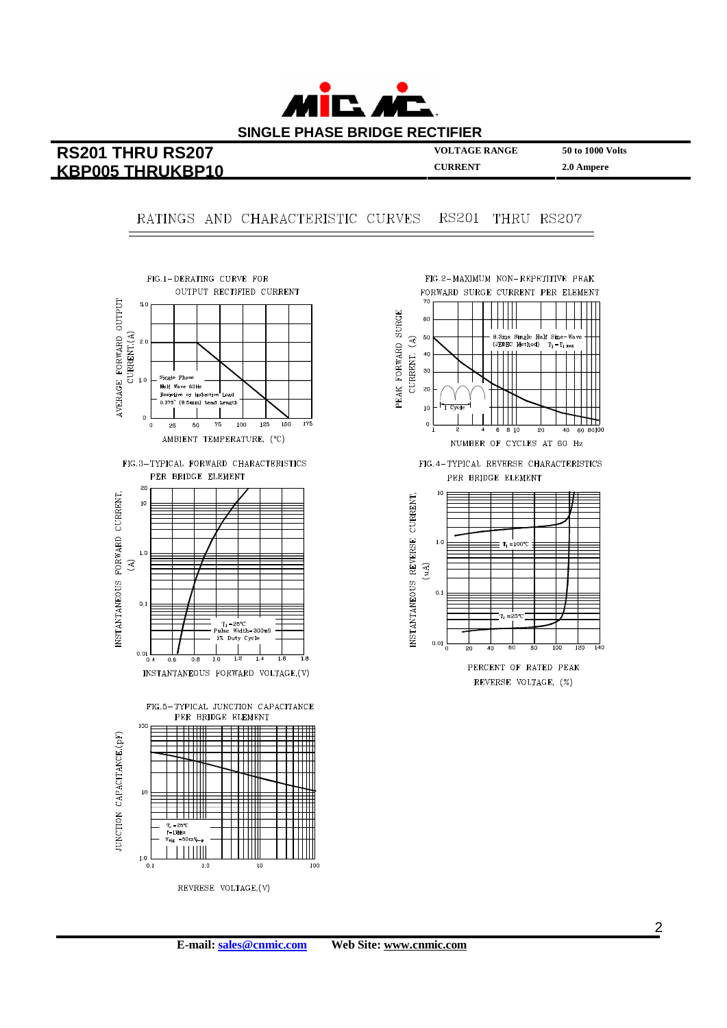# SINGLE PHASE BRIDGE RECTIFIER

## RS201 THRU RS207
## KBP005 THRUKBP10

**VOLTAGE RANGE** 50 to 1000 Volts
**CURRENT** 2.0 Ampere

RATINGS AND CHARACTERISTIC CURVES RS201 THRU RS207

FIG.1-DERATING CURVE FOR OUTPUT RECTIFIED CURRENT

AVERAGE FORWARD OUTPUT CURRENT,(A)

3.0
2.0
1.0
0

Single Phase
Half Wave 60Hz
Resistive or Inductive Load
0.375" (9.5mm) lead length

0 25 50 75 100 125 150 175

AMBIENT TEMPERATURE, (°C)

FIG.2-MAXIMUM NON-REPETITIVE PEAK FORWARD SURGE CURRENT PER ELEMENT

PEAK FORWARD SURGE CURRENT, (A)

70
60
50
40
30
20
10
0

8.3ms Single Half Sine-Wave
(JEDEC Method) $T_J=T_{J\ max}$

1 Cycle

1 2 4 6 8 10 20 40 60 80100

NUMBER OF CYCLES AT 60 Hz

FIG.3-TYPICAL FORWARD CHARACTERISTICS PER BRIDGE ELEMENT

INSTANTANEOUS FORWARD CURRENT, (A)

20
10
1.0
0.1
0.01

$T_J=25°C$
Pulse Width=300mS
1% Duty Cycle

0.4 0.6 0.8 1.0 1.2 1.4 1.6 1.8

INSTANTANEOUS FORWARD VOLTAGE,(V)

FIG.4-TYPICAL REVERSE CHARACTERISTICS PER BRIDGE ELEMENT

INSTANTANEOUS REVERSE CURRENT, (uA)

10
1.0
0.1
0.01

$T_J=100°C$

$T_J=25°C$

0 20 40 60 80 100 120 140

PERCENT OF RATED PEAK REVERSE VOLTAGE, (%)

FIG.5-TYPICAL JUNCTION CAPACITANCE PER BRIDGE ELEMENT

JUNCTION CAPACITANCE,(pF)

100
10
1.0

$T_J=25°C$
f=1MHz
$V_{sig}=50mV_{p-p}$

0.1 1.0 10 100

REVRESE VOLTAGE,(V)

E-mail: sales@cnmic.com Web Site: www.cnmic.com